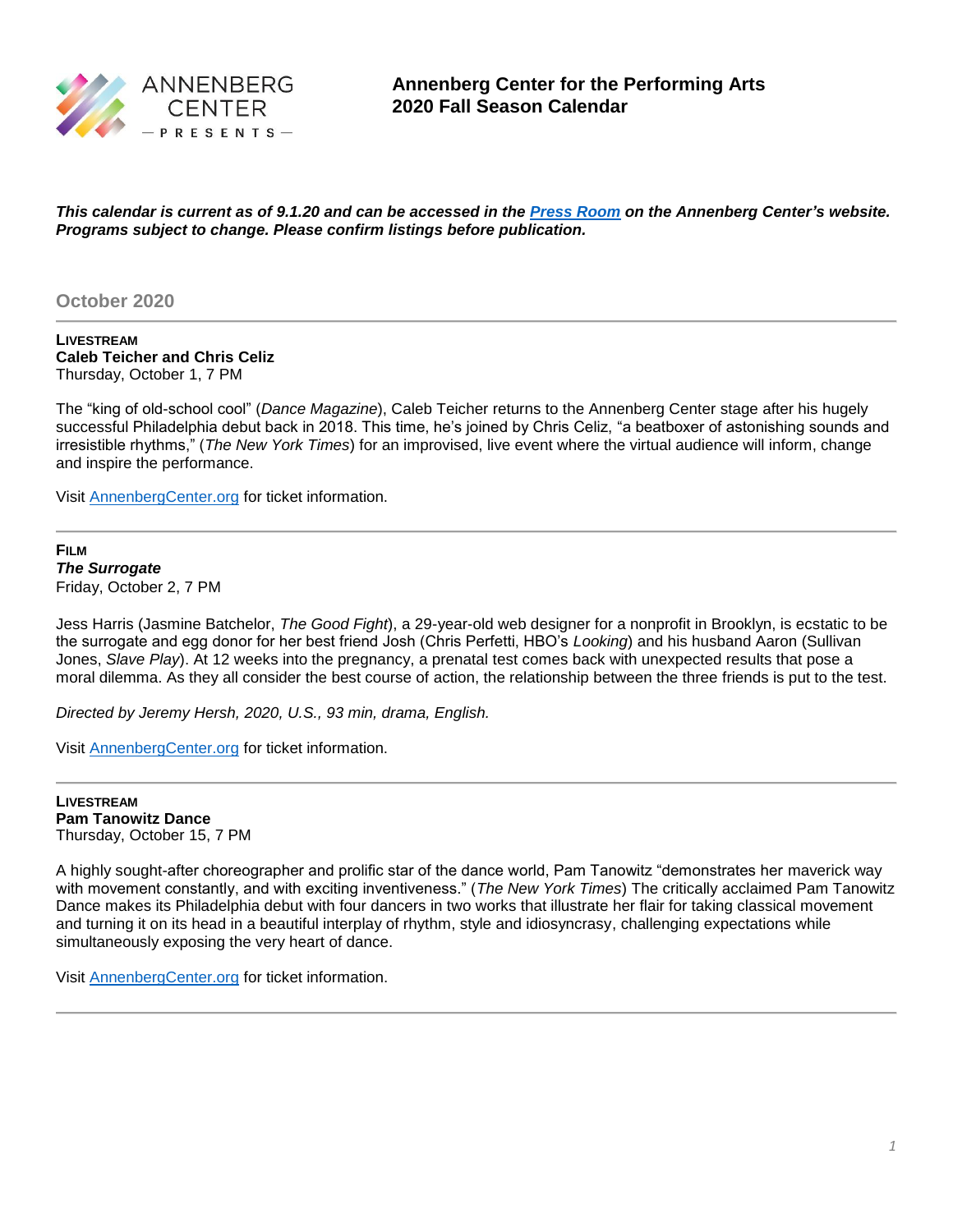ANNENBERG CENTER — PRESENTS —

# Annenberg Center for the Performing Arts
# 2020 Fall Season Calendar

***This calendar is current as of 9.1.20 and can be accessed in the [Press Room](#) on the Annenberg Center's website. Programs subject to change. Please confirm listings before publication.***

## October 2020

**LIVESTREAM**
**Caleb Teicher and Chris Celiz**
Thursday, October 1, 7 PM

The "king of old-school cool" (*Dance Magazine*), Caleb Teicher returns to the Annenberg Center stage after his hugely successful Philadelphia debut back in 2018. This time, he's joined by Chris Celiz, "a beatboxer of astonishing sounds and irresistible rhythms," (*The New York Times*) for an improvised, live event where the virtual audience will inform, change and inspire the performance.

Visit [AnnenbergCenter.org](#) for ticket information.

---

**FILM**
***The Surrogate***
Friday, October 2, 7 PM

Jess Harris (Jasmine Batchelor, *The Good Fight*), a 29-year-old web designer for a nonprofit in Brooklyn, is ecstatic to be the surrogate and egg donor for her best friend Josh (Chris Perfetti, HBO's *Looking*) and his husband Aaron (Sullivan Jones, *Slave Play*). At 12 weeks into the pregnancy, a prenatal test comes back with unexpected results that pose a moral dilemma. As they all consider the best course of action, the relationship between the three friends is put to the test.

*Directed by Jeremy Hersh, 2020, U.S., 93 min, drama, English.*

Visit [AnnenbergCenter.org](#) for ticket information.

---

**LIVESTREAM**
**Pam Tanowitz Dance**
Thursday, October 15, 7 PM

A highly sought-after choreographer and prolific star of the dance world, Pam Tanowitz "demonstrates her maverick way with movement constantly, and with exciting inventiveness." (*The New York Times*) The critically acclaimed Pam Tanowitz Dance makes its Philadelphia debut with four dancers in two works that illustrate her flair for taking classical movement and turning it on its head in a beautiful interplay of rhythm, style and idiosyncrasy, challenging expectations while simultaneously exposing the very heart of dance.

Visit [AnnenbergCenter.org](#) for ticket information.

---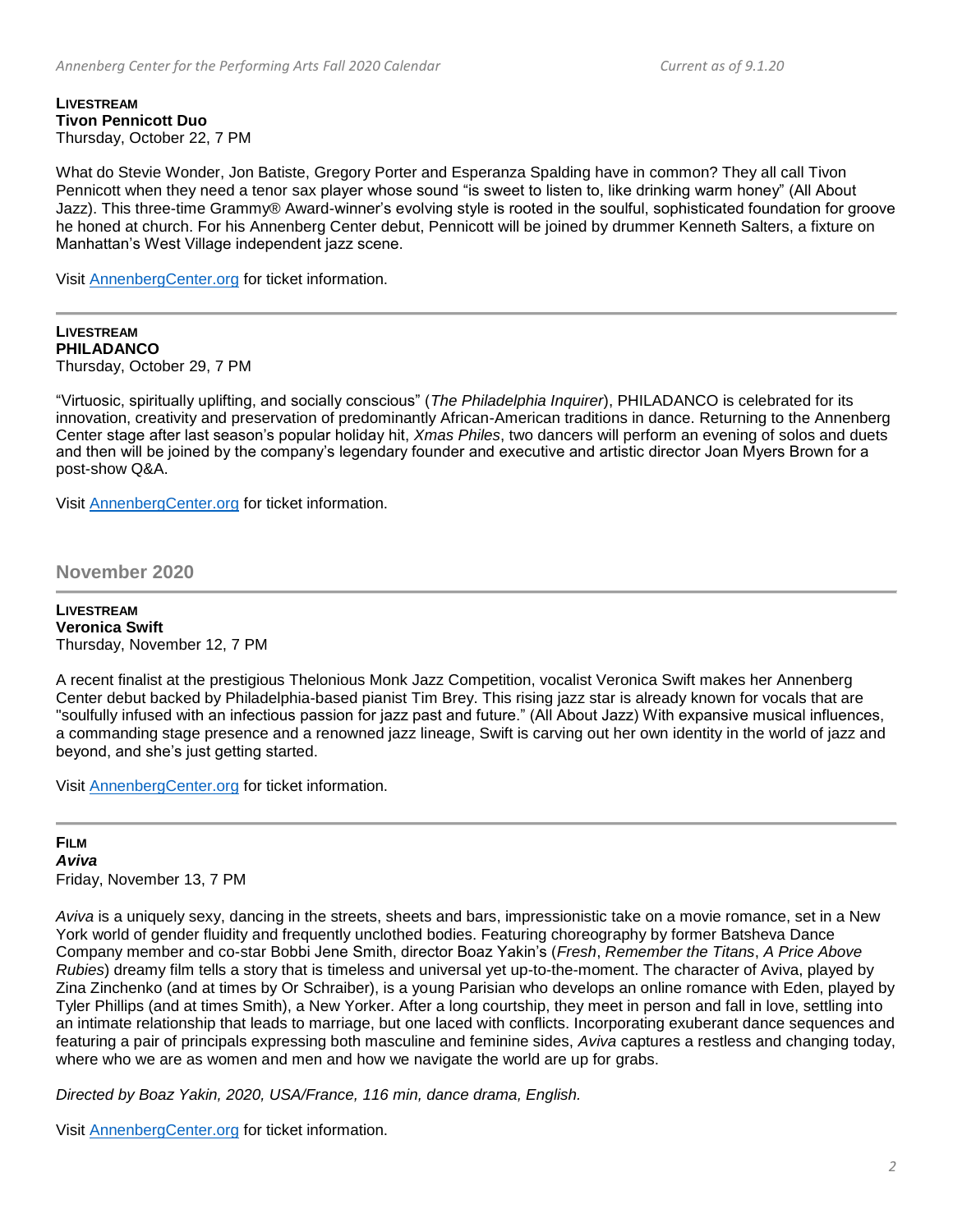**LIVESTREAM**
**Tivon Pennicott Duo**
Thursday, October 22, 7 PM

What do Stevie Wonder, Jon Batiste, Gregory Porter and Esperanza Spalding have in common? They all call Tivon Pennicott when they need a tenor sax player whose sound "is sweet to listen to, like drinking warm honey" (All About Jazz). This three-time Grammy® Award-winner's evolving style is rooted in the soulful, sophisticated foundation for groove he honed at church. For his Annenberg Center debut, Pennicott will be joined by drummer Kenneth Salters, a fixture on Manhattan's West Village independent jazz scene.

Visit [AnnenbergCenter.org](AnnenbergCenter.org) for ticket information.

---

**LIVESTREAM**
**PHILADANCO**
Thursday, October 29, 7 PM

"Virtuosic, spiritually uplifting, and socially conscious" (*The Philadelphia Inquirer*), PHILADANCO is celebrated for its innovation, creativity and preservation of predominantly African-American traditions in dance. Returning to the Annenberg Center stage after last season's popular holiday hit, *Xmas Philes*, two dancers will perform an evening of solos and duets and then will be joined by the company's legendary founder and executive and artistic director Joan Myers Brown for a post-show Q&A.

Visit [AnnenbergCenter.org](AnnenbergCenter.org) for ticket information.

## November 2020

---

**LIVESTREAM**
**Veronica Swift**
Thursday, November 12, 7 PM

A recent finalist at the prestigious Thelonious Monk Jazz Competition, vocalist Veronica Swift makes her Annenberg Center debut backed by Philadelphia-based pianist Tim Brey. This rising jazz star is already known for vocals that are "soulfully infused with an infectious passion for jazz past and future." (All About Jazz) With expansive musical influences, a commanding stage presence and a renowned jazz lineage, Swift is carving out her own identity in the world of jazz and beyond, and she's just getting started.

Visit [AnnenbergCenter.org](AnnenbergCenter.org) for ticket information.

---

**FILM**
***Aviva***
Friday, November 13, 7 PM

*Aviva* is a uniquely sexy, dancing in the streets, sheets and bars, impressionistic take on a movie romance, set in a New York world of gender fluidity and frequently unclothed bodies. Featuring choreography by former Batsheva Dance Company member and co-star Bobbi Jene Smith, director Boaz Yakin's (*Fresh*, *Remember the Titans*, *A Price Above Rubies*) dreamy film tells a story that is timeless and universal yet up-to-the-moment. The character of Aviva, played by Zina Zinchenko (and at times by Or Schraiber), is a young Parisian who develops an online romance with Eden, played by Tyler Phillips (and at times Smith), a New Yorker. After a long courtship, they meet in person and fall in love, settling into an intimate relationship that leads to marriage, but one laced with conflicts. Incorporating exuberant dance sequences and featuring a pair of principals expressing both masculine and feminine sides, *Aviva* captures a restless and changing today, where who we are as women and men and how we navigate the world are up for grabs.

*Directed by Boaz Yakin, 2020, USA/France, 116 min, dance drama, English.*

Visit [AnnenbergCenter.org](AnnenbergCenter.org) for ticket information.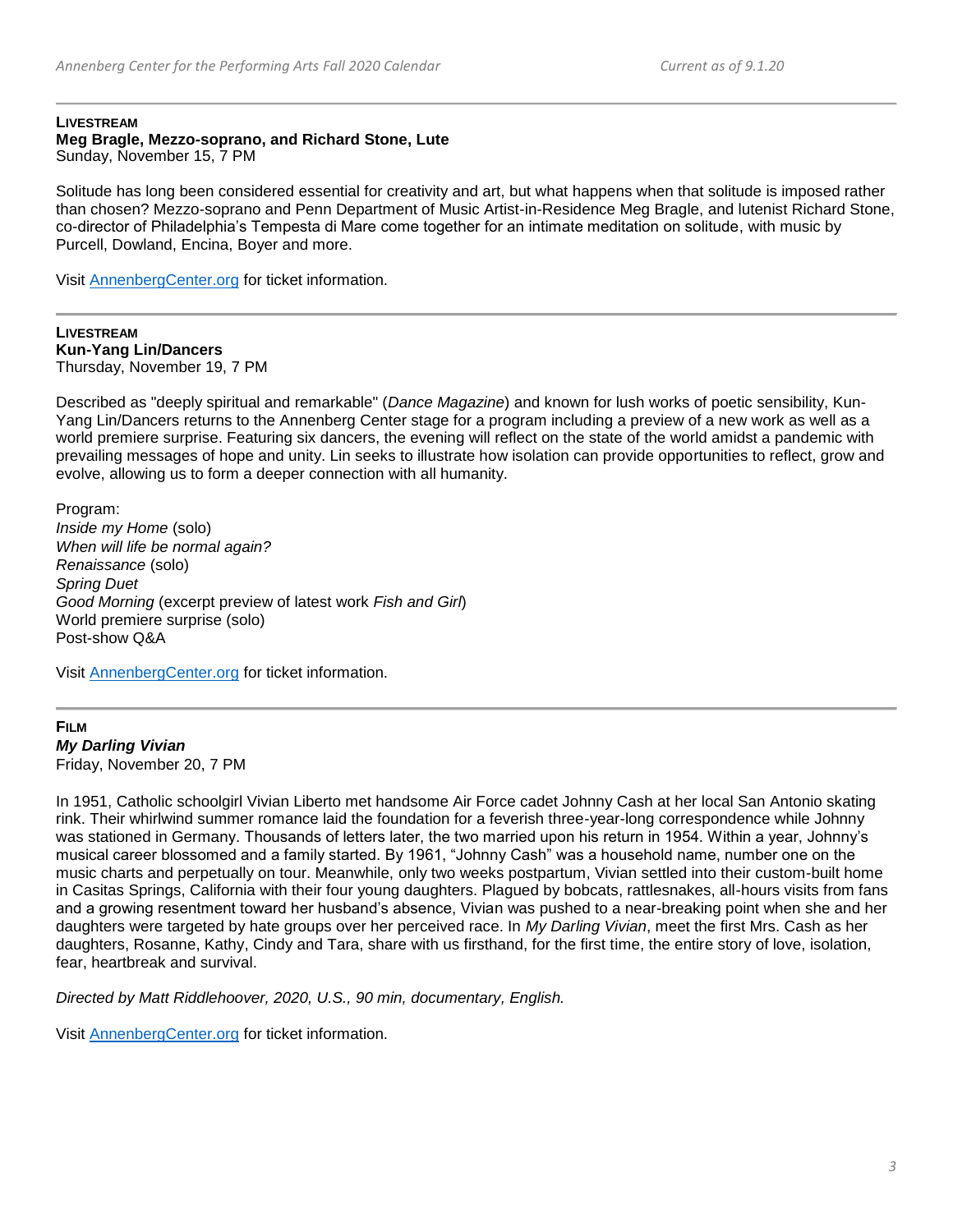**LIVESTREAM**

**Meg Bragle, Mezzo-soprano, and Richard Stone, Lute**

Sunday, November 15, 7 PM

Solitude has long been considered essential for creativity and art, but what happens when that solitude is imposed rather than chosen? Mezzo-soprano and Penn Department of Music Artist-in-Residence Meg Bragle, and lutenist Richard Stone, co-director of Philadelphia's Tempesta di Mare come together for an intimate meditation on solitude, with music by Purcell, Dowland, Encina, Boyer and more.

Visit [AnnenbergCenter.org](AnnenbergCenter.org) for ticket information.

---

**LIVESTREAM**

**Kun-Yang Lin/Dancers**

Thursday, November 19, 7 PM

Described as "deeply spiritual and remarkable" (*Dance Magazine*) and known for lush works of poetic sensibility, Kun-Yang Lin/Dancers returns to the Annenberg Center stage for a program including a preview of a new work as well as a world premiere surprise. Featuring six dancers, the evening will reflect on the state of the world amidst a pandemic with prevailing messages of hope and unity. Lin seeks to illustrate how isolation can provide opportunities to reflect, grow and evolve, allowing us to form a deeper connection with all humanity.

Program:
*Inside my Home* (solo)
*When will life be normal again?*
*Renaissance* (solo)
*Spring Duet*
*Good Morning* (excerpt preview of latest work *Fish and Girl*)
World premiere surprise (solo)
Post-show Q&A

Visit [AnnenbergCenter.org](AnnenbergCenter.org) for ticket information.

---

**FILM**

***My Darling Vivian***

Friday, November 20, 7 PM

In 1951, Catholic schoolgirl Vivian Liberto met handsome Air Force cadet Johnny Cash at her local San Antonio skating rink. Their whirlwind summer romance laid the foundation for a feverish three-year-long correspondence while Johnny was stationed in Germany. Thousands of letters later, the two married upon his return in 1954. Within a year, Johnny's musical career blossomed and a family started. By 1961, "Johnny Cash" was a household name, number one on the music charts and perpetually on tour. Meanwhile, only two weeks postpartum, Vivian settled into their custom-built home in Casitas Springs, California with their four young daughters. Plagued by bobcats, rattlesnakes, all-hours visits from fans and a growing resentment toward her husband's absence, Vivian was pushed to a near-breaking point when she and her daughters were targeted by hate groups over her perceived race. In *My Darling Vivian*, meet the first Mrs. Cash as her daughters, Rosanne, Kathy, Cindy and Tara, share with us firsthand, for the first time, the entire story of love, isolation, fear, heartbreak and survival.

*Directed by Matt Riddlehoover, 2020, U.S., 90 min, documentary, English.*

Visit [AnnenbergCenter.org](AnnenbergCenter.org) for ticket information.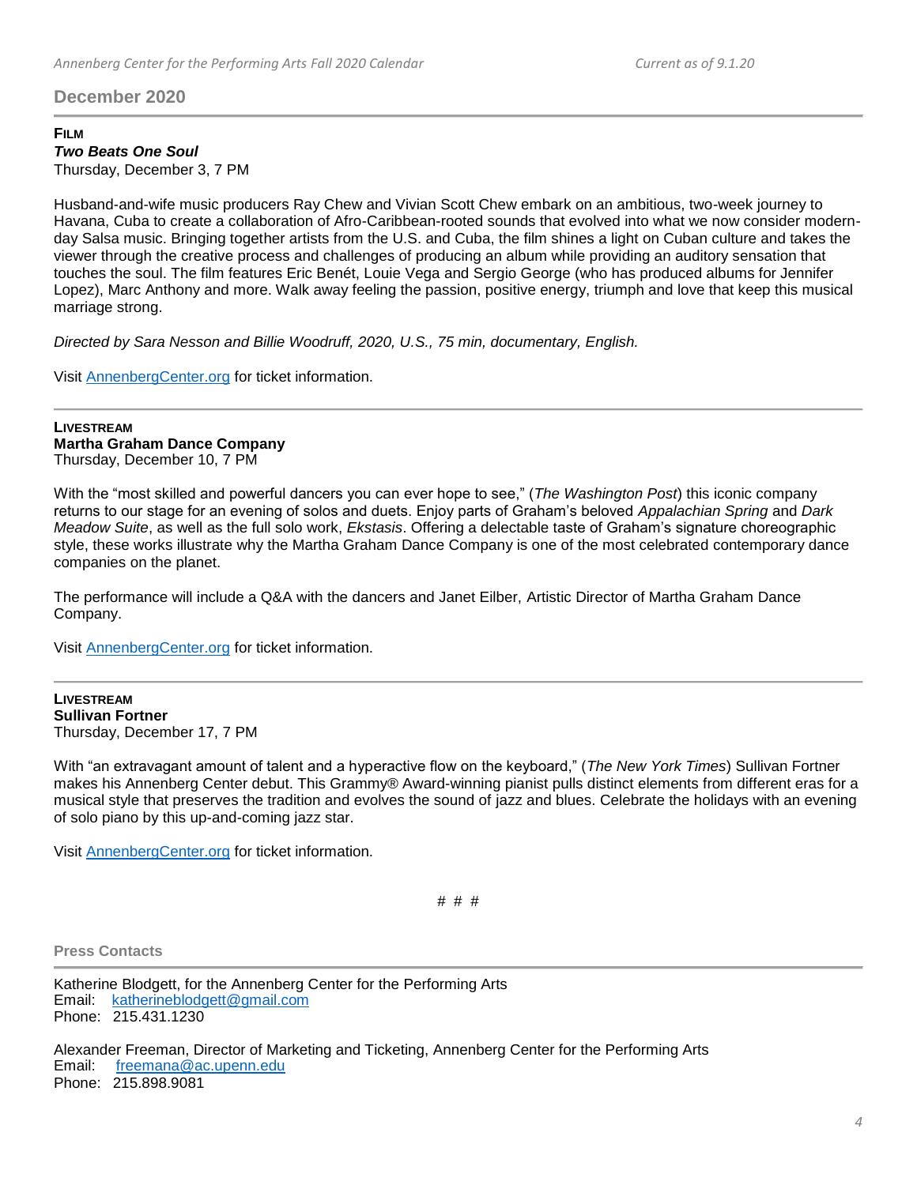## December 2020

---

**FILM**
***Two Beats One Soul***
Thursday, December 3, 7 PM

Husband-and-wife music producers Ray Chew and Vivian Scott Chew embark on an ambitious, two-week journey to Havana, Cuba to create a collaboration of Afro-Caribbean-rooted sounds that evolved into what we now consider modern-day Salsa music. Bringing together artists from the U.S. and Cuba, the film shines a light on Cuban culture and takes the viewer through the creative process and challenges of producing an album while providing an auditory sensation that touches the soul. The film features Eric Benét, Louie Vega and Sergio George (who has produced albums for Jennifer Lopez), Marc Anthony and more. Walk away feeling the passion, positive energy, triumph and love that keep this musical marriage strong.

*Directed by Sara Nesson and Billie Woodruff, 2020, U.S., 75 min, documentary, English.*

Visit [AnnenbergCenter.org](AnnenbergCenter.org) for ticket information.

---

**LIVESTREAM**
**Martha Graham Dance Company**
Thursday, December 10, 7 PM

With the "most skilled and powerful dancers you can ever hope to see," (*The Washington Post*) this iconic company returns to our stage for an evening of solos and duets. Enjoy parts of Graham's beloved *Appalachian Spring* and *Dark Meadow Suite*, as well as the full solo work, *Ekstasis*. Offering a delectable taste of Graham's signature choreographic style, these works illustrate why the Martha Graham Dance Company is one of the most celebrated contemporary dance companies on the planet.

The performance will include a Q&A with the dancers and Janet Eilber, Artistic Director of Martha Graham Dance Company.

Visit [AnnenbergCenter.org](AnnenbergCenter.org) for ticket information.

---

**LIVESTREAM**
**Sullivan Fortner**
Thursday, December 17, 7 PM

With "an extravagant amount of talent and a hyperactive flow on the keyboard," (*The New York Times*) Sullivan Fortner makes his Annenberg Center debut. This Grammy® Award-winning pianist pulls distinct elements from different eras for a musical style that preserves the tradition and evolves the sound of jazz and blues. Celebrate the holidays with an evening of solo piano by this up-and-coming jazz star.

Visit [AnnenbergCenter.org](AnnenbergCenter.org) for ticket information.

# # #

### Press Contacts

---

Katherine Blodgett, for the Annenberg Center for the Performing Arts
Email: [katherineblodgett@gmail.com](mailto:katherineblodgett@gmail.com)
Phone: 215.431.1230

Alexander Freeman, Director of Marketing and Ticketing, Annenberg Center for the Performing Arts
Email: [freemana@ac.upenn.edu](mailto:freemana@ac.upenn.edu)
Phone: 215.898.9081